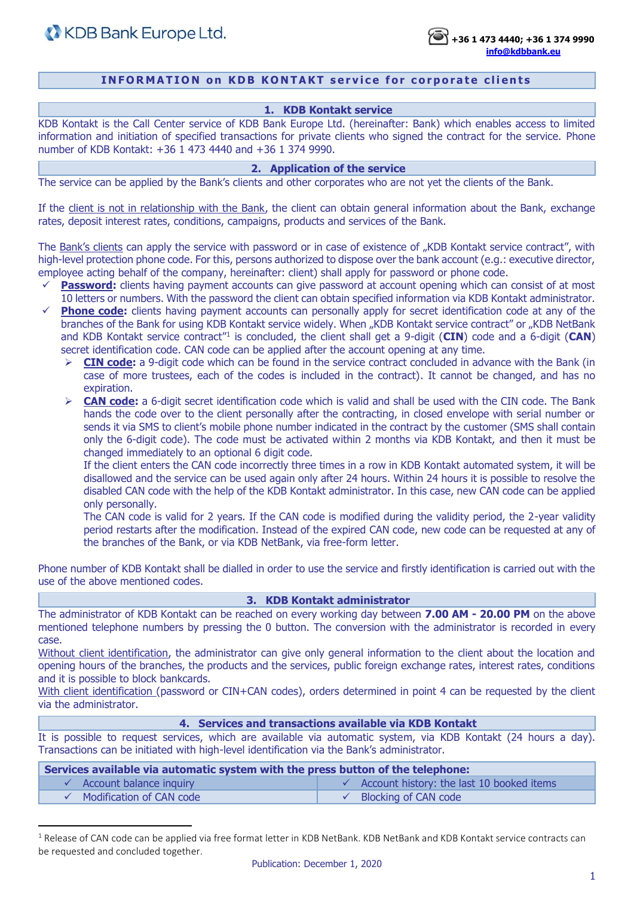KDB Bank Europe Ltd.

+36 1 473 4440; +36 1 374 9990
info@kdbbank.eu

# INFORMATION on KDB KONTAKT service for corporate clients

## 1. KDB Kontakt service

KDB Kontakt is the Call Center service of KDB Bank Europe Ltd. (hereinafter: Bank) which enables access to limited information and initiation of specified transactions for private clients who signed the contract for the service. Phone number of KDB Kontakt: +36 1 473 4440 and +36 1 374 9990.

## 2. Application of the service

The service can be applied by the Bank's clients and other corporates who are not yet the clients of the Bank.

If the client is not in relationship with the Bank, the client can obtain general information about the Bank, exchange rates, deposit interest rates, conditions, campaigns, products and services of the Bank.

The Bank's clients can apply the service with password or in case of existence of „KDB Kontakt service contract", with high-level protection phone code. For this, persons authorized to dispose over the bank account (e.g.: executive director, employee acting behalf of the company, hereinafter: client) shall apply for password or phone code.

- ✓ **Password:** clients having payment accounts can give password at account opening which can consist of at most 10 letters or numbers. With the password the client can obtain specified information via KDB Kontakt administrator.
- ✓ **Phone code**: clients having payment accounts can personally apply for secret identification code at any of the branches of the Bank for using KDB Kontakt service widely. When „KDB Kontakt service contract" or „KDB NetBank and KDB Kontakt service contract"[1] is concluded, the client shall get a 9-digit (**CIN**) code and a 6-digit (**CAN**) secret identification code. CAN code can be applied after the account opening at any time.
  - ➢ **CIN code:** a 9-digit code which can be found in the service contract concluded in advance with the Bank (in case of more trustees, each of the codes is included in the contract). It cannot be changed, and has no expiration.
  - ➢ **CAN code:** a 6-digit secret identification code which is valid and shall be used with the CIN code. The Bank hands the code over to the client personally after the contracting, in closed envelope with serial number or sends it via SMS to client's mobile phone number indicated in the contract by the customer (SMS shall contain only the 6-digit code). The code must be activated within 2 months via KDB Kontakt, and then it must be changed immediately to an optional 6 digit code.

    If the client enters the CAN code incorrectly three times in a row in KDB Kontakt automated system, it will be disallowed and the service can be used again only after 24 hours. Within 24 hours it is possible to resolve the disabled CAN code with the help of the KDB Kontakt administrator. In this case, new CAN code can be applied only personally.

    The CAN code is valid for 2 years. If the CAN code is modified during the validity period, the 2-year validity period restarts after the modification. Instead of the expired CAN code, new code can be requested at any of the branches of the Bank, or via KDB NetBank, via free-form letter.

Phone number of KDB Kontakt shall be dialled in order to use the service and firstly identification is carried out with the use of the above mentioned codes.

## 3. KDB Kontakt administrator

The administrator of KDB Kontakt can be reached on every working day between **7.00 AM - 20.00 PM** on the above mentioned telephone numbers by pressing the 0 button. The conversion with the administrator is recorded in every case.

Without client identification, the administrator can give only general information to the client about the location and opening hours of the branches, the products and the services, public foreign exchange rates, interest rates, conditions and it is possible to block bankcards.

With client identification (password or CIN+CAN codes), orders determined in point 4 can be requested by the client via the administrator.

## 4. Services and transactions available via KDB Kontakt

It is possible to request services, which are available via automatic system, via KDB Kontakt (24 hours a day). Transactions can be initiated with high-level identification via the Bank's administrator.

| Services available via automatic system with the press button of the telephone: | |
|---|---|
| ✓ Account balance inquiry | ✓ Account history: the last 10 booked items |
| ✓ Modification of CAN code | ✓ Blocking of CAN code |

[1] Release of CAN code can be applied via free format letter in KDB NetBank. KDB NetBank and KDB Kontakt service contracts can be requested and concluded together.

Publication: December 1, 2020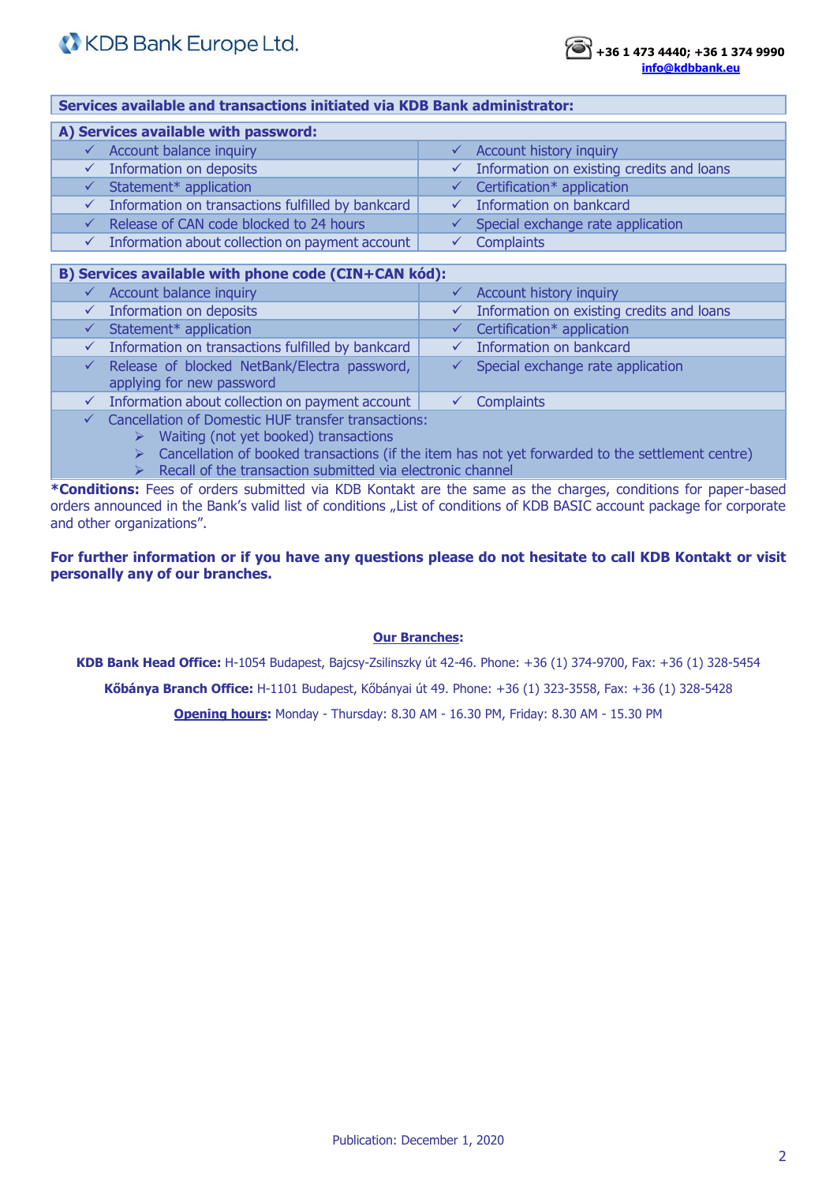**Services available and transactions initiated via KDB Bank administrator:**

| A) Services available with password: | |
|---|---|
| ✓ Account balance inquiry | ✓ Account history inquiry |
| ✓ Information on deposits | ✓ Information on existing credits and loans |
| ✓ Statement* application | ✓ Certification* application |
| ✓ Information on transactions fulfilled by bankcard | ✓ Information on bankcard |
| ✓ Release of CAN code blocked to 24 hours | ✓ Special exchange rate application |
| ✓ Information about collection on payment account | ✓ Complaints |

| B) Services available with phone code (CIN+CAN kód): | |
|---|---|
| ✓ Account balance inquiry | ✓ Account history inquiry |
| ✓ Information on deposits | ✓ Information on existing credits and loans |
| ✓ Statement* application | ✓ Certification* application |
| ✓ Information on transactions fulfilled by bankcard | ✓ Information on bankcard |
| ✓ Release of blocked NetBank/Electra password, applying for new password | ✓ Special exchange rate application |
| ✓ Information about collection on payment account | ✓ Complaints |
| ✓ Cancellation of Domestic HUF transfer transactions:<br>➢ Waiting (not yet booked) transactions<br>➢ Cancellation of booked transactions (if the item has not yet forwarded to the settlement centre)<br>➢ Recall of the transaction submitted via electronic channel | |

***Conditions:** Fees of orders submitted via KDB Kontakt are the same as the charges, conditions for paper-based orders announced in the Bank's valid list of conditions „List of conditions of KDB BASIC account package for corporate and other organizations".

**For further information or if you have any questions please do not hesitate to call KDB Kontakt or visit personally any of our branches.**

**Our Branches:**

**KDB Bank Head Office:** H-1054 Budapest, Bajcsy-Zsilinszky út 42-46. Phone: +36 (1) 374-9700, Fax: +36 (1) 328-5454

**Kőbánya Branch Office:** H-1101 Budapest, Kőbányai út 49. Phone: +36 (1) 323-3558, Fax: +36 (1) 328-5428

**Opening hours:** Monday - Thursday: 8.30 AM - 16.30 PM, Friday: 8.30 AM - 15.30 PM

Publication: December 1, 2020